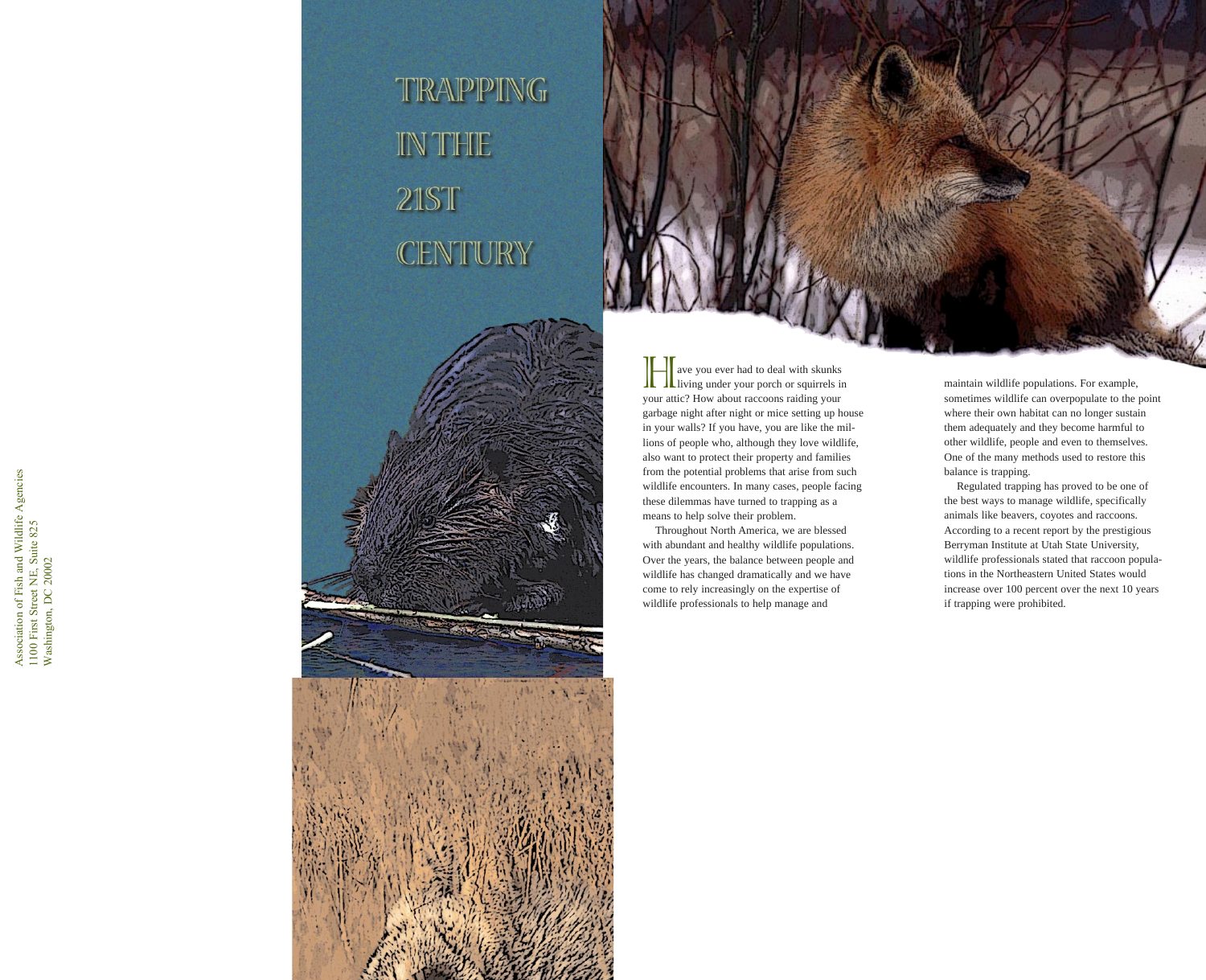# TRAPPING IN THE 21ST CENTURY

Association of Fish and Wildlife Agencies
1100 First Street NE, Suite 825
Washington, DC 20002

Have you ever had to deal with skunks living under your porch or squirrels in your attic? How about raccoons raiding your garbage night after night or mice setting up house in your walls? If you have, you are like the millions of people who, although they love wildlife, also want to protect their property and families from the potential problems that arise from such wildlife encounters. In many cases, people facing these dilemmas have turned to trapping as a means to help solve their problem.

Throughout North America, we are blessed with abundant and healthy wildlife populations. Over the years, the balance between people and wildlife has changed dramatically and we have come to rely increasingly on the expertise of wildlife professionals to help manage and maintain wildlife populations. For example, sometimes wildlife can overpopulate to the point where their own habitat can no longer sustain them adequately and they become harmful to other wildlife, people and even to themselves. One of the many methods used to restore this balance is trapping.

Regulated trapping has proved to be one of the best ways to manage wildlife, specifically animals like beavers, coyotes and raccoons. According to a recent report by the prestigious Berryman Institute at Utah State University, wildlife professionals stated that raccoon populations in the Northeastern United States would increase over 100 percent over the next 10 years if trapping were prohibited.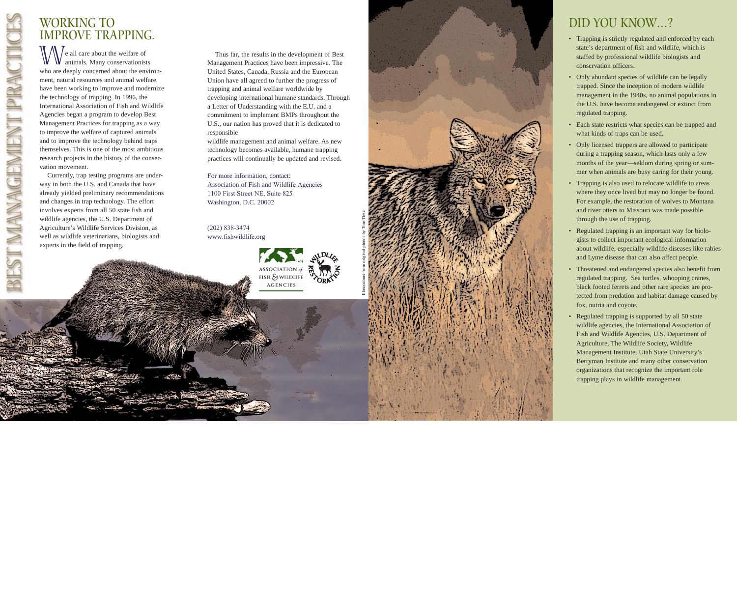# BEST MANAGEMENT PRACTICES

## WORKING TO IMPROVE TRAPPING.

We all care about the welfare of animals. Many conservationists who are deeply concerned about the environment, natural resources and animal welfare have been working to improve and modernize the technology of trapping. In 1996, the International Association of Fish and Wildlife Agencies began a program to develop Best Management Practices for trapping as a way to improve the welfare of captured animals and to improve the technology behind traps themselves. This is one of the most ambitious research projects in the history of the conservation movement.

Currently, trap testing programs are underway in both the U.S. and Canada that have already yielded preliminary recommendations and changes in trap technology. The effort involves experts from all 50 state fish and wildlife agencies, the U.S. Department of Agriculture's Wildlife Services Division, as well as wildlife veterinarians, biologists and experts in the field of trapping.

Thus far, the results in the development of Best Management Practices have been impressive. The United States, Canada, Russia and the European Union have all agreed to further the progress of trapping and animal welfare worldwide by developing international humane standards. Through a Letter of Understanding with the E.U. and a commitment to implement BMPs throughout the U.S., our nation has proved that it is dedicated to responsible wildlife management and animal welfare. As new technology becomes available, humane trapping practices will continually be updated and revised.

For more information, contact:
Association of Fish and Wildlife Agencies
1100 First Street NE, Suite 825
Washington, D.C. 20002

(202) 838-3474
www.fishwildlife.org

ASSOCIATION of FISH & WILDLIFE AGENCIES

WILDLIFE RESTORATION

Illustrations from original photos by Tom Tietz

## DID YOU KNOW...?

- Trapping is strictly regulated and enforced by each state's department of fish and wildlife, which is staffed by professional wildlife biologists and conservation officers.
- Only abundant species of wildlife can be legally trapped. Since the inception of modern wildlife management in the 1940s, no animal populations in the U.S. have become endangered or extinct from regulated trapping.
- Each state restricts what species can be trapped and what kinds of traps can be used.
- Only licensed trappers are allowed to participate during a trapping season, which lasts only a few months of the year—seldom during spring or summer when animals are busy caring for their young.
- Trapping is also used to relocate wildlife to areas where they once lived but may no longer be found. For example, the restoration of wolves to Montana and river otters to Missouri was made possible through the use of trapping.
- Regulated trapping is an important way for biologists to collect important ecological information about wildlife, especially wildlife diseases like rabies and Lyme disease that can also affect people.
- Threatened and endangered species also benefit from regulated trapping. Sea turtles, whooping cranes, black footed ferrets and other rare species are protected from predation and habitat damage caused by fox, nutria and coyote.
- Regulated trapping is supported by all 50 state wildlife agencies, the International Association of Fish and Wildlife Agencies, U.S. Department of Agriculture, The Wildlife Society, Wildlife Management Institute, Utah State University's Berryman Institute and many other conservation organizations that recognize the important role trapping plays in wildlife management.